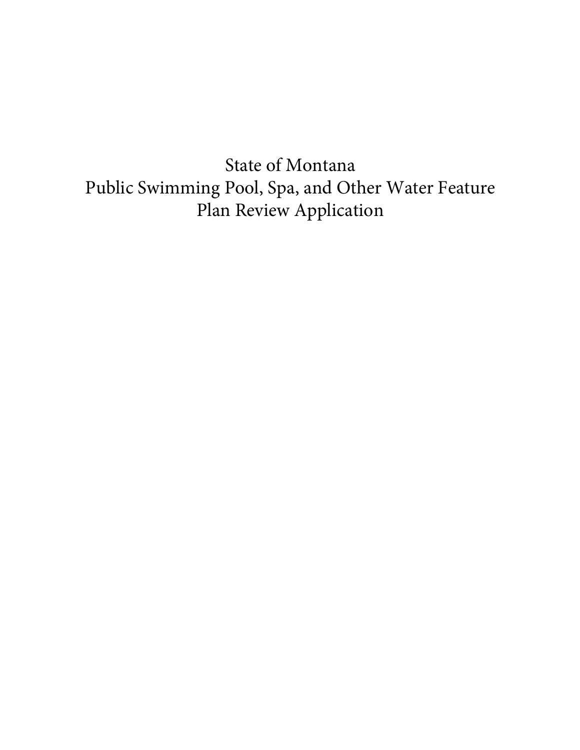# State of Montana
# Public Swimming Pool, Spa, and Other Water Feature
# Plan Review Application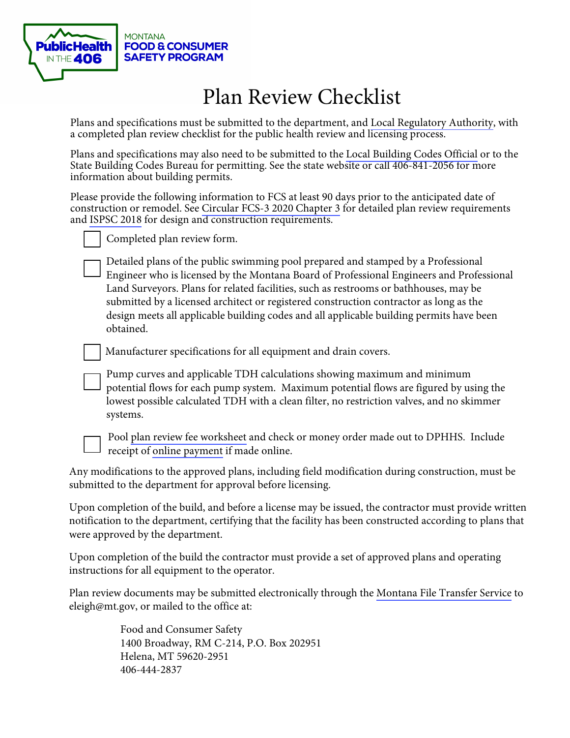MONTANA
FOOD & CONSUMER
SAFETY PROGRAM

# Plan Review Checklist

Plans and specifications must be submitted to the department, and Local Regulatory Authority, with a completed plan review checklist for the public health review and licensing process.

Plans and specifications may also need to be submitted to the Local Building Codes Official or to the State Building Codes Bureau for permitting. See the state website or call 406-841-2056 for more information about building permits.

Please provide the following information to FCS at least 90 days prior to the anticipated date of construction or remodel. See Circular FCS-3 2020 Chapter 3 for detailed plan review requirements and ISPSC 2018 for design and construction requirements.

- ☐ Completed plan review form.
- ☐ Detailed plans of the public swimming pool prepared and stamped by a Professional Engineer who is licensed by the Montana Board of Professional Engineers and Professional Land Surveyors. Plans for related facilities, such as restrooms or bathhouses, may be submitted by a licensed architect or registered construction contractor as long as the design meets all applicable building codes and all applicable building permits have been obtained.
- ☐ Manufacturer specifications for all equipment and drain covers.
- ☐ Pump curves and applicable TDH calculations showing maximum and minimum potential flows for each pump system. Maximum potential flows are figured by using the lowest possible calculated TDH with a clean filter, no restriction valves, and no skimmer systems.
- ☐ Pool plan review fee worksheet and check or money order made out to DPHHS. Include receipt of online payment if made online.

Any modifications to the approved plans, including field modification during construction, must be submitted to the department for approval before licensing.

Upon completion of the build, and before a license may be issued, the contractor must provide written notification to the department, certifying that the facility has been constructed according to plans that were approved by the department.

Upon completion of the build the contractor must provide a set of approved plans and operating instructions for all equipment to the operator.

Plan review documents may be submitted electronically through the Montana File Transfer Service to eleigh@mt.gov, or mailed to the office at:

Food and Consumer Safety
1400 Broadway, RM C-214, P.O. Box 202951
Helena, MT 59620-2951
406-444-2837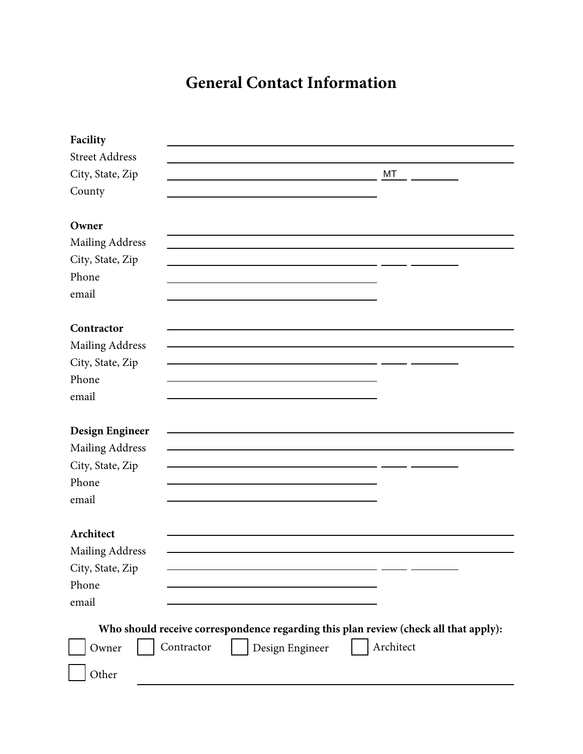# General Contact Information

**Facility** ________________________________

Street Address ________________________________

City, State, Zip ____________________ MT ______

County ____________________

**Owner** ________________________________

Mailing Address ________________________________

City, State, Zip ____________________ ____ ______

Phone ____________________

email ____________________

**Contractor** ________________________________

Mailing Address ________________________________

City, State, Zip ____________________ ____ ______

Phone ____________________

email ____________________

**Design Engineer** ________________________________

Mailing Address ________________________________

City, State, Zip ____________________ ____ ______

Phone ____________________

email ____________________

**Architect** ________________________________

Mailing Address ________________________________

City, State, Zip ____________________ ____ ______

Phone ____________________

email ____________________

**Who should receive correspondence regarding this plan review (check all that apply):**

☐ Owner ☐ Contractor ☐ Design Engineer ☐ Architect

☐ Other ________________________________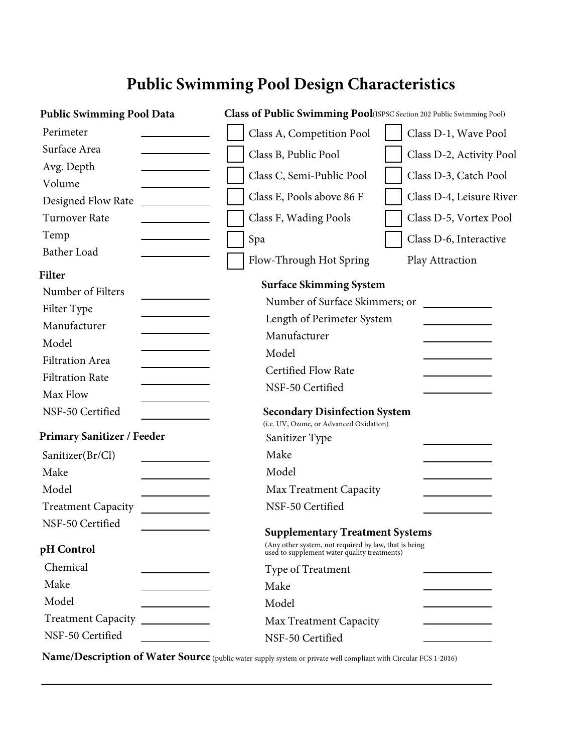# Public Swimming Pool Design Characteristics

## Public Swimming Pool Data

- Perimeter ____________
- Surface Area ____________
- Avg. Depth ____________
- Volume ____________
- Designed Flow Rate ____________
- Turnover Rate ____________
- Temp ____________
- Bather Load ____________

## Filter

- Number of Filters ____________
- Filter Type ____________
- Manufacturer ____________
- Model ____________
- Filtration Area ____________
- Filtration Rate ____________
- Max Flow ____________
- NSF-50 Certified ____________

## Primary Sanitizer / Feeder

- Sanitizer(Br/Cl) ____________
- Make ____________
- Model ____________
- Treatment Capacity ____________
- NSF-50 Certified ____________

## pH Control

- Chemical ____________
- Make ____________
- Model ____________
- Treatment Capacity ____________
- NSF-50 Certified ____________

## Class of Public Swimming Pool (ISPSC Section 202 Public Swimming Pool)

- ☐ Class A, Competition Pool
- ☐ Class B, Public Pool
- ☐ Class C, Semi-Public Pool
- ☐ Class E, Pools above 86 F
- ☐ Class F, Wading Pools
- ☐ Spa
- ☐ Flow-Through Hot Spring
- ☐ Class D-1, Wave Pool
- ☐ Class D-2, Activity Pool
- ☐ Class D-3, Catch Pool
- ☐ Class D-4, Leisure River
- ☐ Class D-5, Vortex Pool
- ☐ Class D-6, Interactive Play Attraction

## Surface Skimming System

- Number of Surface Skimmers; or ____________
- Length of Perimeter System ____________
- Manufacturer ____________
- Model ____________
- Certified Flow Rate ____________
- NSF-50 Certified ____________

## Secondary Disinfection System

(i.e. UV, Ozone, or Advanced Oxidation)

- Sanitizer Type ____________
- Make ____________
- Model ____________
- Max Treatment Capacity ____________
- NSF-50 Certified ____________

## Supplementary Treatment Systems

(Any other system, not required by law, that is being used to supplement water quality treatments)

- Type of Treatment ____________
- Make ____________
- Model ____________
- Max Treatment Capacity ____________
- NSF-50 Certified ____________

**Name/Description of Water Source** (public water supply system or private well compliant with Circular FCS 1-2016)

________________________________________________________________________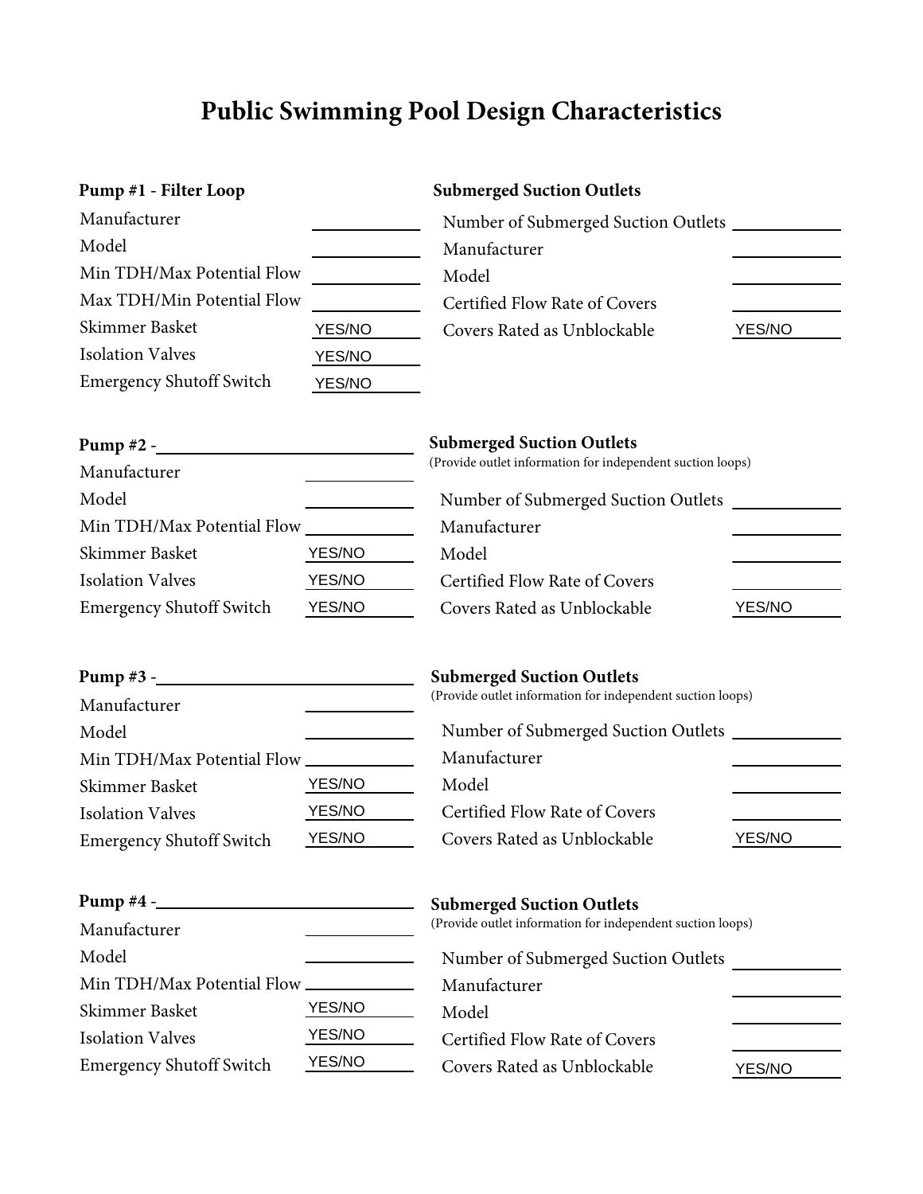# Public Swimming Pool Design Characteristics

**Pump #1 - Filter Loop**

| | |
|---|---|
| Manufacturer | ________ |
| Model | ________ |
| Min TDH/Max Potential Flow | ________ |
| Max TDH/Min Potential Flow | ________ |
| Skimmer Basket | YES/NO |
| Isolation Valves | YES/NO |
| Emergency Shutoff Switch | YES/NO |

**Submerged Suction Outlets**

| | |
|---|---|
| Number of Submerged Suction Outlets | ________ |
| Manufacturer | ________ |
| Model | ________ |
| Certified Flow Rate of Covers | ________ |
| Covers Rated as Unblockable | YES/NO |

**Pump #2 -** ____________________

| | |
|---|---|
| Manufacturer | ________ |
| Model | ________ |
| Min TDH/Max Potential Flow | ________ |
| Skimmer Basket | YES/NO |
| Isolation Valves | YES/NO |
| Emergency Shutoff Switch | YES/NO |

**Submerged Suction Outlets**
(Provide outlet information for independent suction loops)

| | |
|---|---|
| Number of Submerged Suction Outlets | ________ |
| Manufacturer | ________ |
| Model | ________ |
| Certified Flow Rate of Covers | ________ |
| Covers Rated as Unblockable | YES/NO |

**Pump #3 -** ____________________

| | |
|---|---|
| Manufacturer | ________ |
| Model | ________ |
| Min TDH/Max Potential Flow | ________ |
| Skimmer Basket | YES/NO |
| Isolation Valves | YES/NO |
| Emergency Shutoff Switch | YES/NO |

**Submerged Suction Outlets**
(Provide outlet information for independent suction loops)

| | |
|---|---|
| Number of Submerged Suction Outlets | ________ |
| Manufacturer | ________ |
| Model | ________ |
| Certified Flow Rate of Covers | ________ |
| Covers Rated as Unblockable | YES/NO |

**Pump #4 -** ____________________

| | |
|---|---|
| Manufacturer | ________ |
| Model | ________ |
| Min TDH/Max Potential Flow | ________ |
| Skimmer Basket | YES/NO |
| Isolation Valves | YES/NO |
| Emergency Shutoff Switch | YES/NO |

**Submerged Suction Outlets**
(Provide outlet information for independent suction loops)

| | |
|---|---|
| Number of Submerged Suction Outlets | ________ |
| Manufacturer | ________ |
| Model | ________ |
| Certified Flow Rate of Covers | ________ |
| Covers Rated as Unblockable | YES/NO |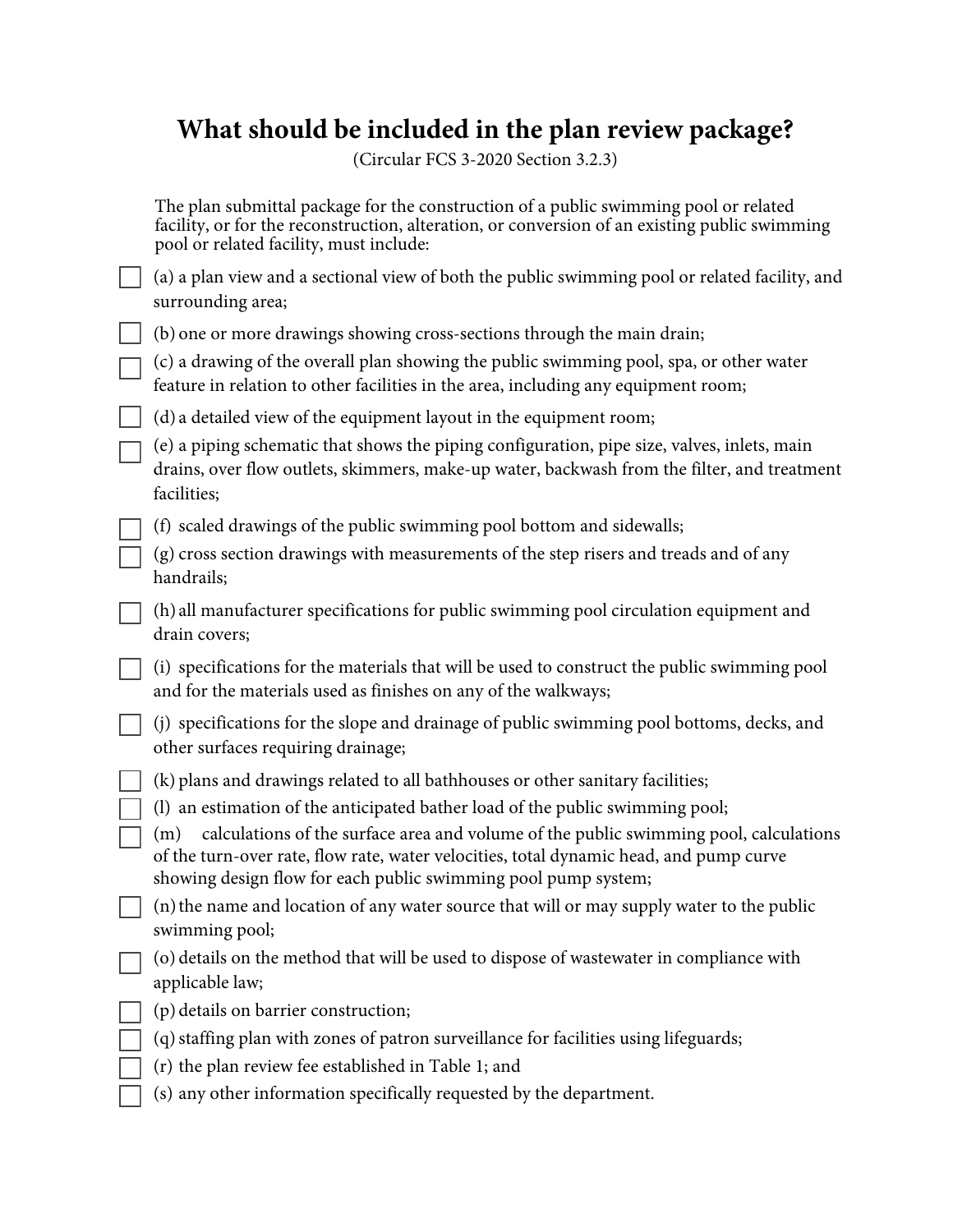# What should be included in the plan review package?

(Circular FCS 3-2020 Section 3.2.3)

The plan submittal package for the construction of a public swimming pool or related facility, or for the reconstruction, alteration, or conversion of an existing public swimming pool or related facility, must include:

- [ ] (a) a plan view and a sectional view of both the public swimming pool or related facility, and surrounding area;
- [ ] (b) one or more drawings showing cross-sections through the main drain;
- [ ] (c) a drawing of the overall plan showing the public swimming pool, spa, or other water feature in relation to other facilities in the area, including any equipment room;
- [ ] (d) a detailed view of the equipment layout in the equipment room;
- [ ] (e) a piping schematic that shows the piping configuration, pipe size, valves, inlets, main drains, over flow outlets, skimmers, make-up water, backwash from the filter, and treatment facilities;
- [ ] (f) scaled drawings of the public swimming pool bottom and sidewalls;
- [ ] (g) cross section drawings with measurements of the step risers and treads and of any handrails;
- [ ] (h) all manufacturer specifications for public swimming pool circulation equipment and drain covers;
- [ ] (i) specifications for the materials that will be used to construct the public swimming pool and for the materials used as finishes on any of the walkways;
- [ ] (j) specifications for the slope and drainage of public swimming pool bottoms, decks, and other surfaces requiring drainage;
- [ ] (k) plans and drawings related to all bathhouses or other sanitary facilities;
- [ ] (l) an estimation of the anticipated bather load of the public swimming pool;
- [ ] (m) calculations of the surface area and volume of the public swimming pool, calculations of the turn-over rate, flow rate, water velocities, total dynamic head, and pump curve showing design flow for each public swimming pool pump system;
- [ ] (n) the name and location of any water source that will or may supply water to the public swimming pool;
- [ ] (o) details on the method that will be used to dispose of wastewater in compliance with applicable law;
- [ ] (p) details on barrier construction;
- [ ] (q) staffing plan with zones of patron surveillance for facilities using lifeguards;
- [ ] (r) the plan review fee established in Table 1; and
- [ ] (s) any other information specifically requested by the department.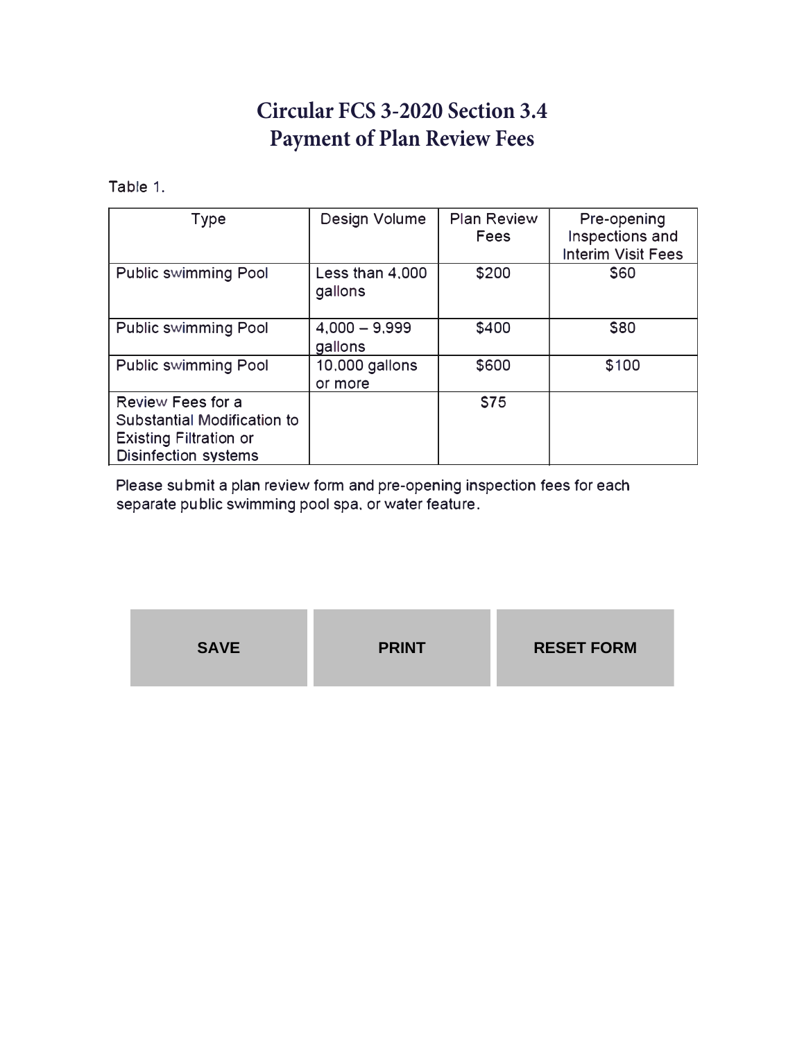# Circular FCS 3-2020 Section 3.4
# Payment of Plan Review Fees

Table 1.

| Type | Design Volume | Plan Review Fees | Pre-opening Inspections and Interim Visit Fees |
|---|---|---|---|
| Public swimming Pool | Less than 4,000 gallons | $200 | $60 |
| Public swimming Pool | 4,000 – 9,999 gallons | $400 | $80 |
| Public swimming Pool | 10,000 gallons or more | $600 | $100 |
| Review Fees for a Substantial Modification to Existing Filtration or Disinfection systems | | $75 | |

Please submit a plan review form and pre-opening inspection fees for each separate public swimming pool spa, or water feature.

SAVE PRINT RESET FORM